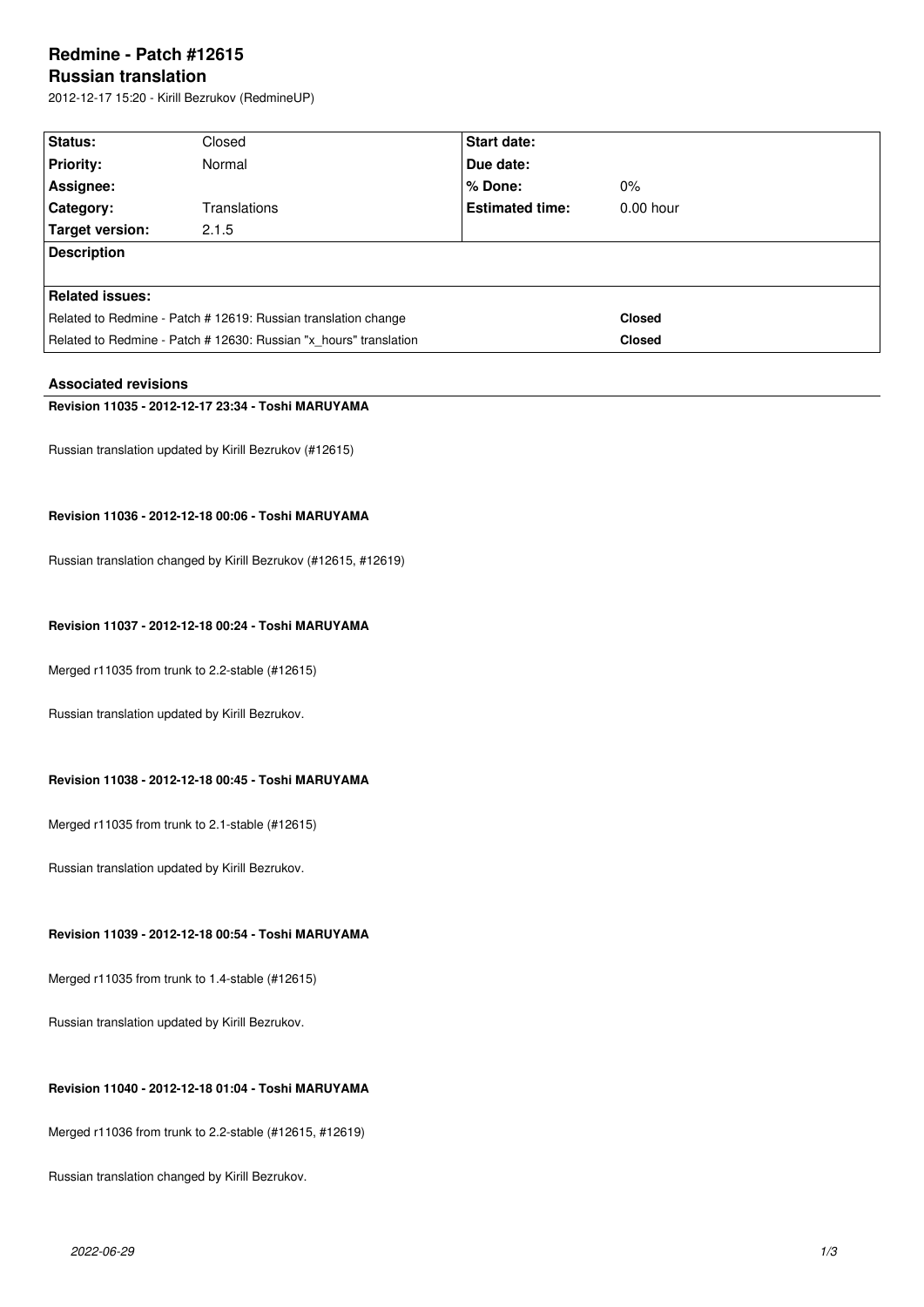# Redmine - Patch #12615

## Russian translation

2012-12-17 15:20 - Kirill Bezrukov (RedmineUP)

| Status: | Closed | Start date: | |
|---|---|---|---|
| Priority: | Normal | Due date: | |
| Assignee: | | % Done: | 0% |
| Category: | Translations | Estimated time: | 0.00 hour |
| Target version: | 2.1.5 | | |

**Description**

**Related issues:**

| | |
|---|---|
| Related to Redmine - Patch # 12619: Russian translation change | **Closed** |
| Related to Redmine - Patch # 12630: Russian "x_hours" translation | **Closed** |

### Associated revisions

**Revision 11035 - 2012-12-17 23:34 - Toshi MARUYAMA**

Russian translation updated by Kirill Bezrukov (#12615)

**Revision 11036 - 2012-12-18 00:06 - Toshi MARUYAMA**

Russian translation changed by Kirill Bezrukov (#12615, #12619)

**Revision 11037 - 2012-12-18 00:24 - Toshi MARUYAMA**

Merged r11035 from trunk to 2.2-stable (#12615)

Russian translation updated by Kirill Bezrukov.

**Revision 11038 - 2012-12-18 00:45 - Toshi MARUYAMA**

Merged r11035 from trunk to 2.1-stable (#12615)

Russian translation updated by Kirill Bezrukov.

**Revision 11039 - 2012-12-18 00:54 - Toshi MARUYAMA**

Merged r11035 from trunk to 1.4-stable (#12615)

Russian translation updated by Kirill Bezrukov.

**Revision 11040 - 2012-12-18 01:04 - Toshi MARUYAMA**

Merged r11036 from trunk to 2.2-stable (#12615, #12619)

Russian translation changed by Kirill Bezrukov.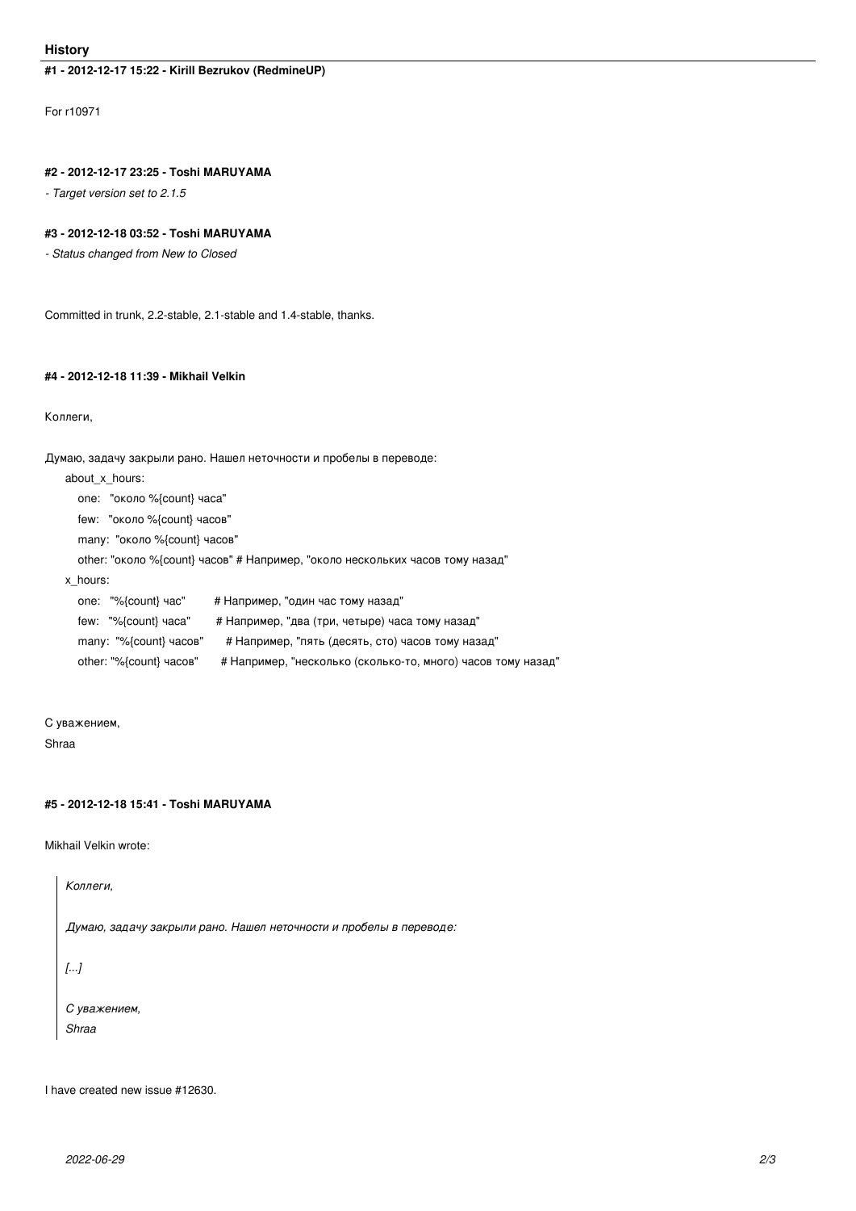## History

#### #1 - 2012-12-17 15:22 - Kirill Bezrukov (RedmineUP)

For r10971

#### #2 - 2012-12-17 23:25 - Toshi MARUYAMA

*- Target version set to 2.1.5*

#### #3 - 2012-12-18 03:52 - Toshi MARUYAMA

*- Status changed from New to Closed*

Committed in trunk, 2.2-stable, 2.1-stable and 1.4-stable, thanks.

#### #4 - 2012-12-18 11:39 - Mikhail Velkin

Коллеги,

Думаю, задачу закрыли рано. Нашел неточности и пробелы в переводе:

```
    about_x_hours:
      one:   "около %{count} часа"
      few:   "около %{count} часов"
      many:  "около %{count} часов"
      other: "около %{count} часов" # Например, "около нескольких часов тому назад"
    x_hours:
      one:   "%{count} час"         # Например, "один час тому назад"
      few:   "%{count} часа"        # Например, "два (три, четыре) часа тому назад"
      many:  "%{count} часов"       # Например, "пять (десять, сто) часов тому назад"
      other: "%{count} часов"       # Например, "несколько (сколько-то, много) часов тому назад"
```

С уважением,
Shraa

#### #5 - 2012-12-18 15:41 - Toshi MARUYAMA

Mikhail Velkin wrote:

> *Коллеги,*
>
> *Думаю, задачу закрыли рано. Нашел неточности и пробелы в переводе:*
>
> *[...]*
>
> *С уважением,*
> *Shraa*

I have created new issue #12630.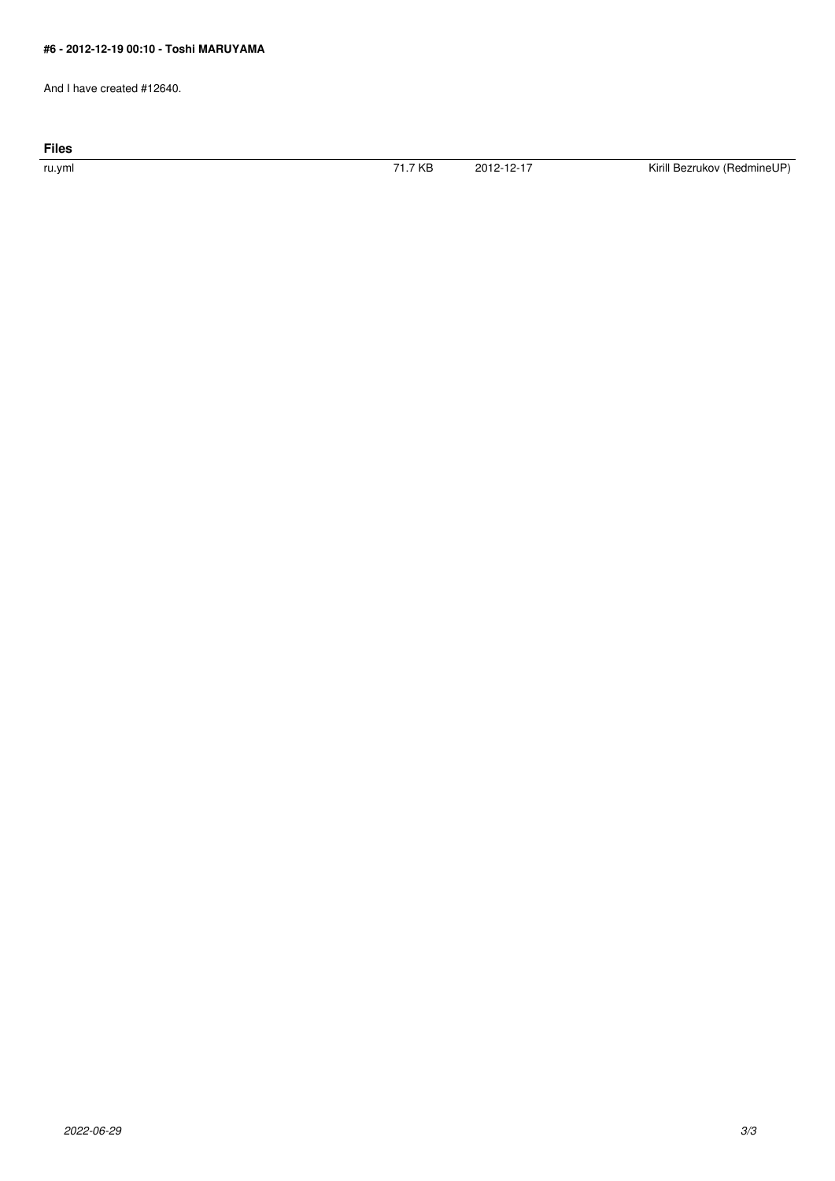#### #6 - 2012-12-19 00:10 - Toshi MARUYAMA

And I have created #12640.

**Files**

| | | | |
|---|---|---|---|
| ru.yml | 71.7 KB | 2012-12-17 | Kirill Bezrukov (RedmineUP) |